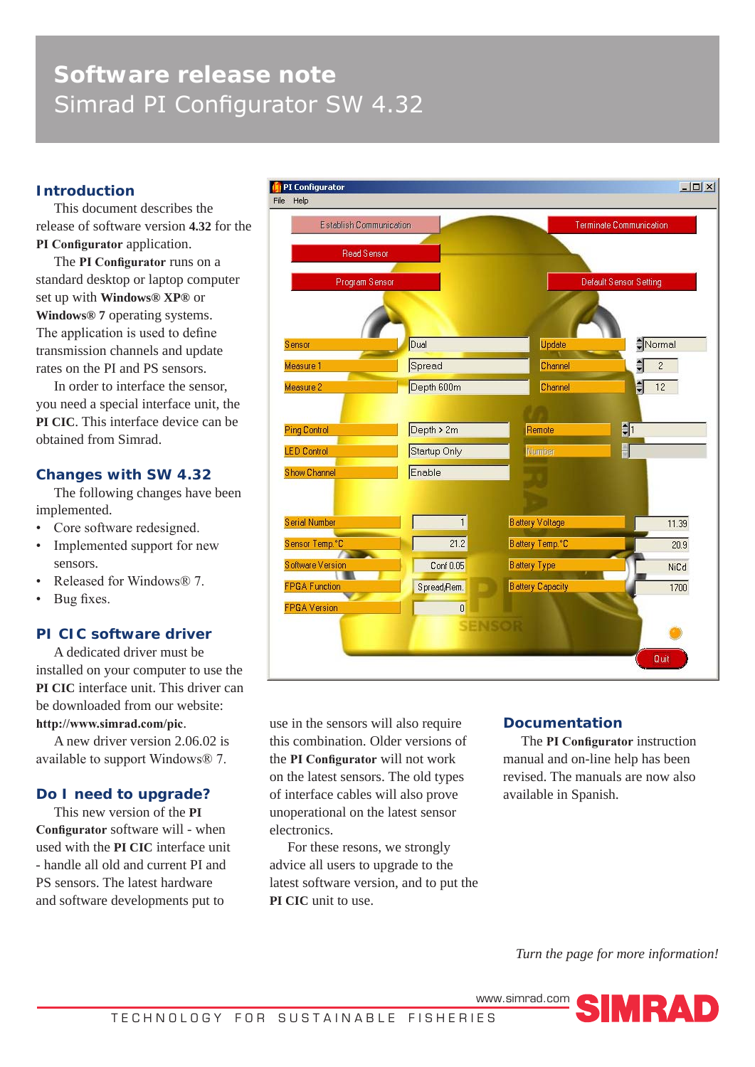# Software release note

Simrad PI Configurator SW 4.32

## Introduction

This document describes the release of software version **4.32** for the **PI Configurator** application.

The **PI Configurator** runs on a standard desktop or laptop computer set up with **Windows® XP®** or **Windows® 7** operating systems. The application is used to define transmission channels and update rates on the PI and PS sensors.

In order to interface the sensor, you need a special interface unit, the **PI CIC**. This interface device can be obtained from Simrad.

## Changes with SW 4.32

The following changes have been implemented.

- Core software redesigned.
- Implemented support for new sensors.
- Released for Windows® 7.
- Bug fixes.

## PI CIC software driver

A dedicated driver must be installed on your computer to use the **PI CIC** interface unit. This driver can be downloaded from our website: **http://www.simrad.com/pic**.

A new driver version 2.06.02 is available to support Windows® 7.

## Do I need to upgrade?

This new version of the **PI Configurator** software will - when used with the **PI CIC** interface unit - handle all old and current PI and PS sensors. The latest hardware and software developments put to use in the sensors will also require this combination. Older versions of the **PI Configurator** will not work on the latest sensors. The old types of interface cables will also prove unoperational on the latest sensor electronics.

For these resons, we strongly advice all users to upgrade to the latest software version, and to put the **PI CIC** unit to use.

## Documentation

The **PI Configurator** instruction manual and on-line help has been revised. The manuals are now also available in Spanish.

*Turn the page for more information!*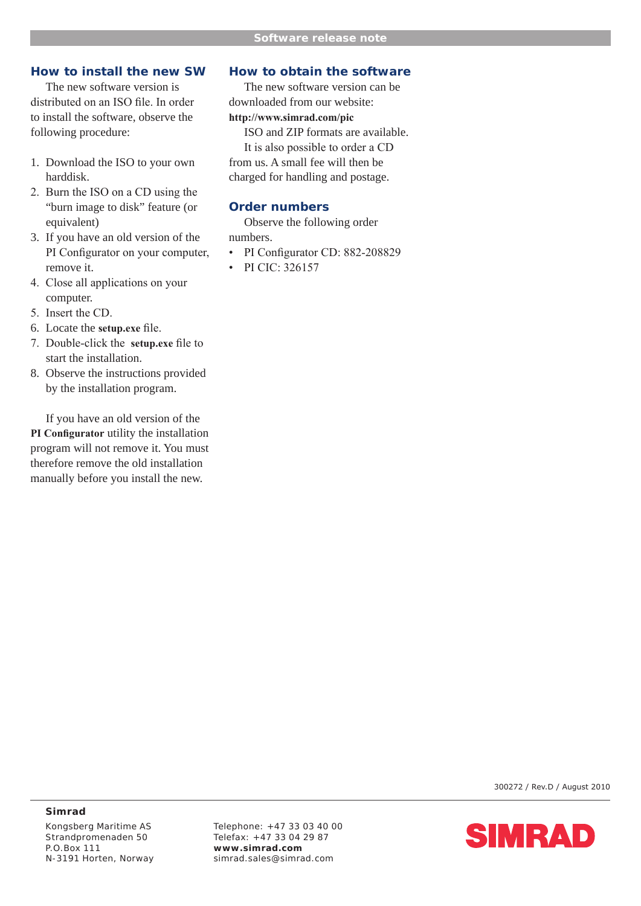## How to install the new SW

The new software version is distributed on an ISO file. In order to install the software, observe the following procedure:

1. Download the ISO to your own harddisk.
2. Burn the ISO on a CD using the "burn image to disk" feature (or equivalent)
3. If you have an old version of the PI Configurator on your computer, remove it.
4. Close all applications on your computer.
5. Insert the CD.
6. Locate the **setup.exe** file.
7. Double-click the **setup.exe** file to start the installation.
8. Observe the instructions provided by the installation program.

If you have an old version of the **PI Configurator** utility the installation program will not remove it. You must therefore remove the old installation manually before you install the new.

## How to obtain the software

The new software version can be downloaded from our website:

**http://www.simrad.com/pic**

ISO and ZIP formats are available.

It is also possible to order a CD from us. A small fee will then be charged for handling and postage.

## Order numbers

Observe the following order numbers.

- PI Configurator CD: 882-208829
- PI CIC: 326157

300272 / Rev.D / August 2010

**Simrad**

Kongsberg Maritime AS
Strandpromenaden 50
P.O.Box 111
N-3191 Horten, Norway

Telephone: +47 33 03 40 00
Telefax: +47 33 04 29 87
**www.simrad.com**
simrad.sales@simrad.com

SIMRAD